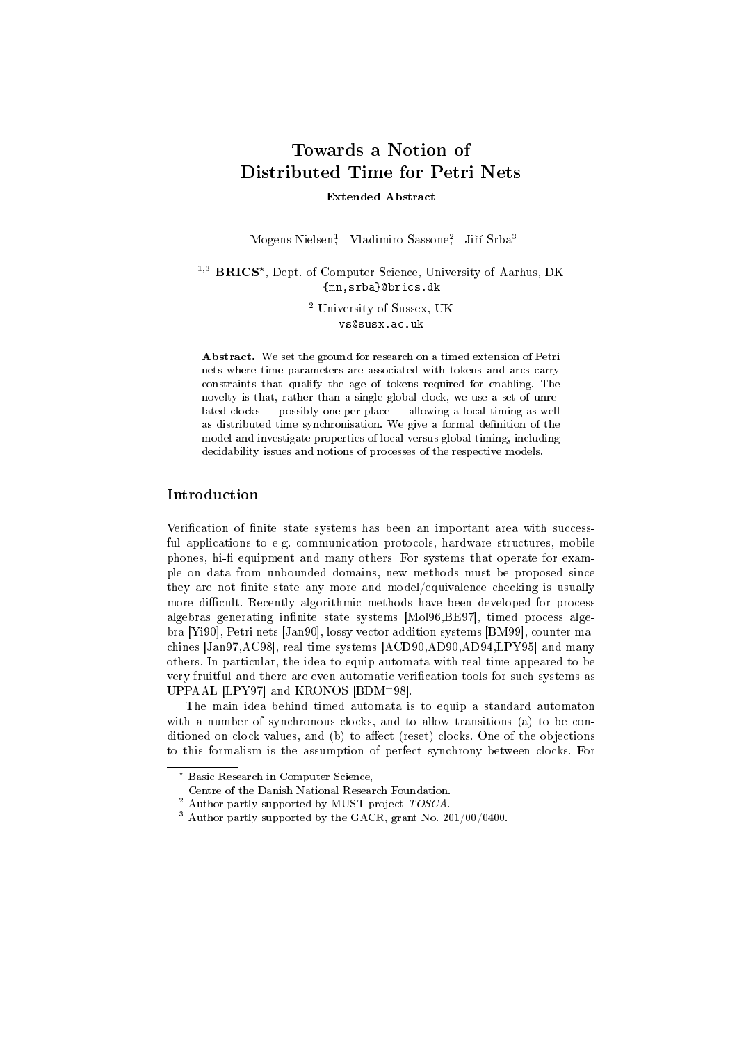# Towards a Notion of Distributed Time for Petri Nets

**Extended Abstract**

Mogens Nielsen[1], Vladimiro Sassone[2], Jiří Srba[3]

[1,3] **BRICS**[*], Dept. of Computer Science, University of Aarhus, DK
{mn,srba}@brics.dk

[2] University of Sussex, UK
vs@susx.ac.uk

**Abstract.** We set the ground for research on a timed extension of Petri nets where time parameters are associated with tokens and arcs carry constraints that qualify the age of tokens required for enabling. The novelty is that, rather than a single global clock, we use a set of unrelated clocks — possibly one per place — allowing a local timing as well as distributed time synchronisation. We give a formal definition of the model and investigate properties of local versus global timing, including decidability issues and notions of processes of the respective models.

## Introduction

Verification of finite state systems has been an important area with successful applications to e.g. communication protocols, hardware structures, mobile phones, hi-fi equipment and many others. For systems that operate for example on data from unbounded domains, new methods must be proposed since they are not finite state any more and model/equivalence checking is usually more difficult. Recently algorithmic methods have been developed for process algebras generating infinite state systems [Mol96,BE97], timed process algebra [Yi90], Petri nets [Jan90], lossy vector addition systems [BM99], counter machines [Jan97,AC98], real time systems [ACD90,AD90,AD94,LPY95] and many others. In particular, the idea to equip automata with real time appeared to be very fruitful and there are even automatic verification tools for such systems as UPPAAL [LPY97] and KRONOS [BDM+98].

The main idea behind timed automata is to equip a standard automaton with a number of synchronous clocks, and to allow transitions (a) to be conditioned on clock values, and (b) to affect (reset) clocks. One of the objections to this formalism is the assumption of perfect synchrony between clocks. For

---

[*] Basic Research in Computer Science, Centre of the Danish National Research Foundation.

[2] Author partly supported by MUST project *TOSCA*.

[3] Author partly supported by the GACR, grant No. 201/00/0400.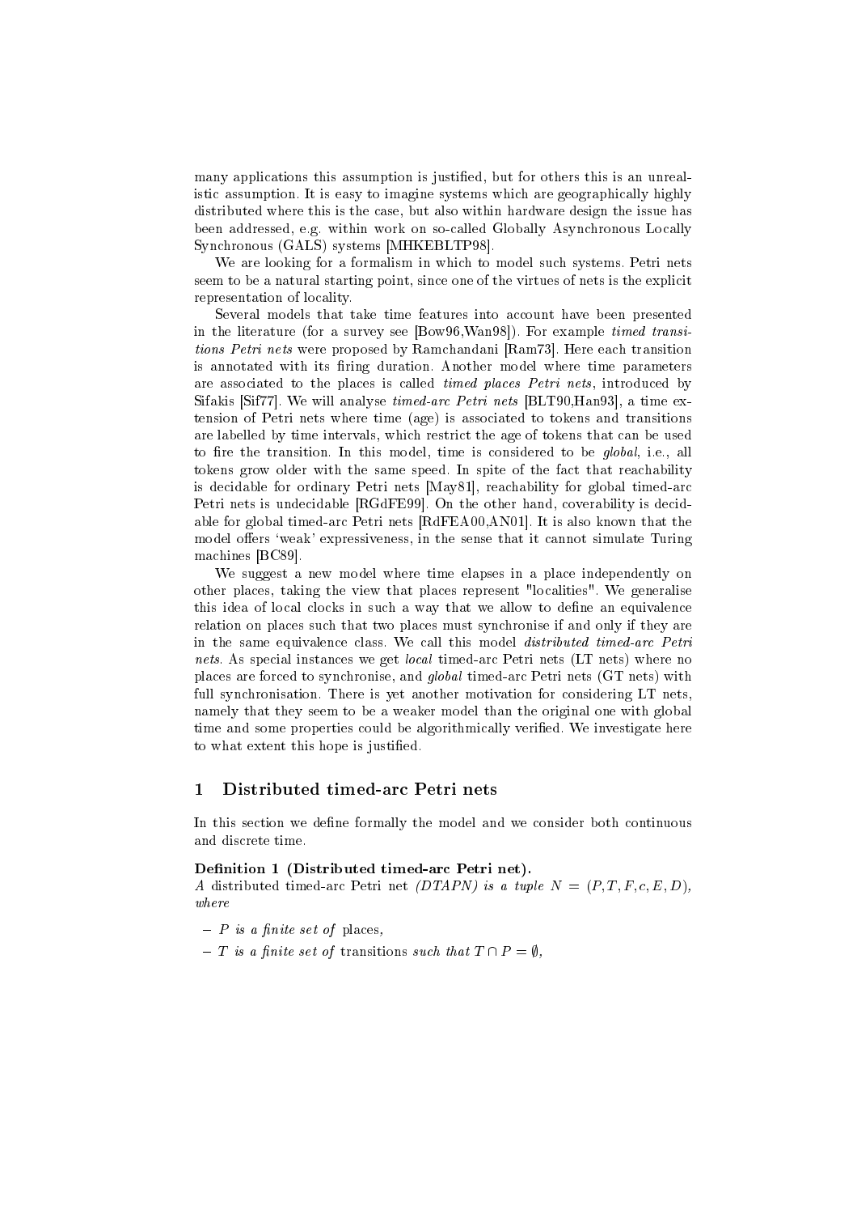many applications this assumption is justified, but for others this is an unrealistic assumption. It is easy to imagine systems which are geographically highly distributed where this is the case, but also within hardware design the issue has been addressed, e.g. within work on so-called Globally Asynchronous Locally Synchronous (GALS) systems [MHKEBLTP98].

We are looking for a formalism in which to model such systems. Petri nets seem to be a natural starting point, since one of the virtues of nets is the explicit representation of locality.

Several models that take time features into account have been presented in the literature (for a survey see [Bow96,Wan98]). For example *timed transitions Petri nets* were proposed by Ramchandani [Ram73]. Here each transition is annotated with its firing duration. Another model where time parameters are associated to the places is called *timed places Petri nets*, introduced by Sifakis [Sif77]. We will analyse *timed-arc Petri nets* [BLT90,Han93], a time extension of Petri nets where time (age) is associated to tokens and transitions are labelled by time intervals, which restrict the age of tokens that can be used to fire the transition. In this model, time is considered to be *global*, i.e., all tokens grow older with the same speed. In spite of the fact that reachability is decidable for ordinary Petri nets [May81], reachability for global timed-arc Petri nets is undecidable [RGdFE99]. On the other hand, coverability is decidable for global timed-arc Petri nets [RdFEA00,AN01]. It is also known that the model offers 'weak' expressiveness, in the sense that it cannot simulate Turing machines [BC89].

We suggest a new model where time elapses in a place independently on other places, taking the view that places represent "localities". We generalise this idea of local clocks in such a way that we allow to define an equivalence relation on places such that two places must synchronise if and only if they are in the same equivalence class. We call this model *distributed timed-arc Petri nets*. As special instances we get *local* timed-arc Petri nets (LT nets) where no places are forced to synchronise, and *global* timed-arc Petri nets (GT nets) with full synchronisation. There is yet another motivation for considering LT nets, namely that they seem to be a weaker model than the original one with global time and some properties could be algorithmically verified. We investigate here to what extent this hope is justified.

## 1 Distributed timed-arc Petri nets

In this section we define formally the model and we consider both continuous and discrete time.

**Definition 1 (Distributed timed-arc Petri net).**
*A* distributed timed-arc Petri net *(DTAPN) is a tuple* $N = (P, T, F, c, E, D)$, *where*

- $P$ *is a finite set of* places,
- $T$ *is a finite set of* transitions *such that* $T \cap P = \emptyset$,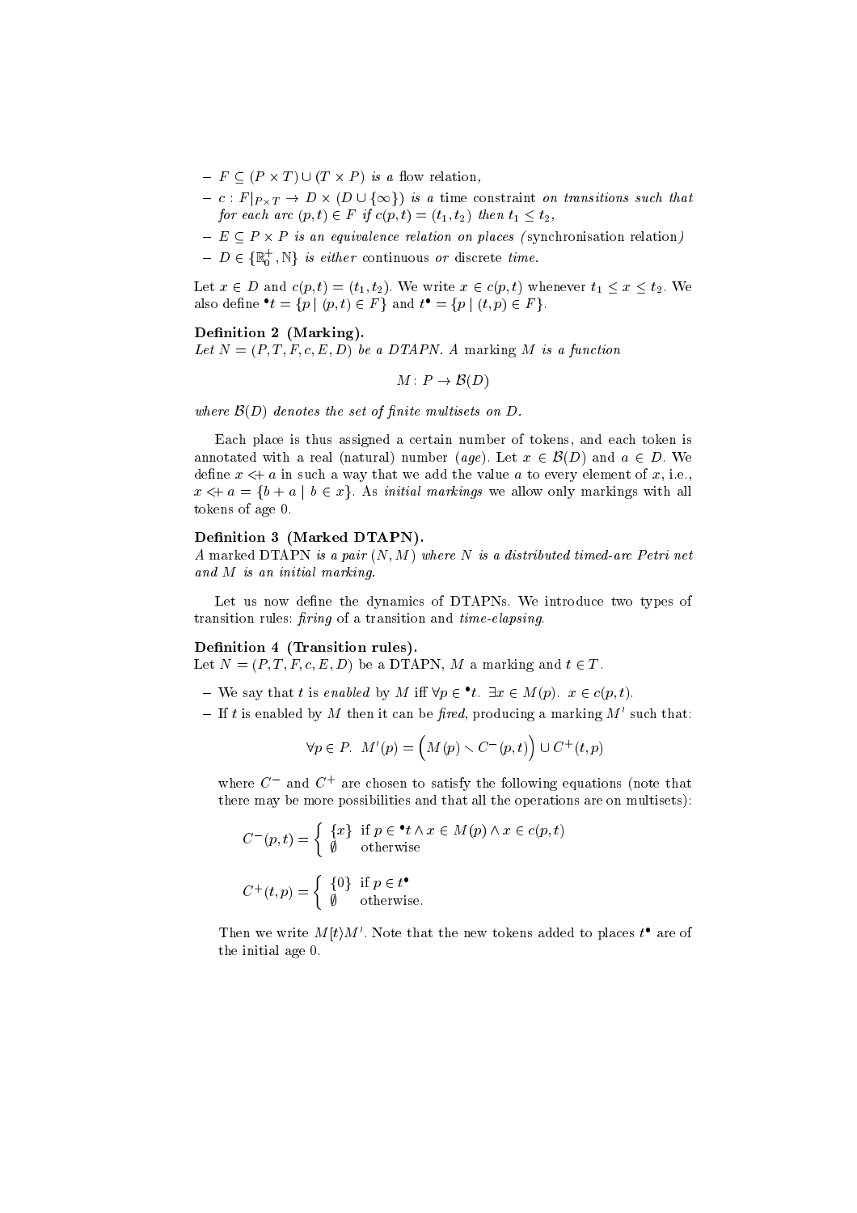- $F \subseteq (P \times T) \cup (T \times P)$ *is a* flow relation*,*
- $c : F|_{P \times T} \rightarrow D \times (D \cup \{\infty\})$ *is a* time constraint *on transitions such that for each arc* $(p, t) \in F$ *if* $c(p, t) = (t_1, t_2)$ *then* $t_1 \leq t_2$*,*
- $E \subseteq P \times P$ *is an equivalence relation on places (*synchronisation relation*)*
- $D \in \{\mathbb{R}_0^+, \mathbb{N}\}$ *is either* continuous *or* discrete *time.*

Let $x \in D$ and $c(p, t) = (t_1, t_2)$. We write $x \in c(p, t)$ whenever $t_1 \leq x \leq t_2$. We also define ${}^\bullet t = \{p \mid (p, t) \in F\}$ and $t^\bullet = \{p \mid (t, p) \in F\}$.

**Definition 2 (Marking).**
*Let* $N = (P, T, F, c, E, D)$ *be a DTAPN. A* marking $M$ *is a function*

$$M \colon P \rightarrow \mathcal{B}(D)$$

*where* $\mathcal{B}(D)$ *denotes the set of finite multisets on* $D$*.*

Each place is thus assigned a certain number of tokens, and each token is annotated with a real (natural) number (*age*). Let $x \in \mathcal{B}(D)$ and $a \in D$. We define $x \mathrel{<\!\!+} a$ in such a way that we add the value $a$ to every element of $x$, i.e., $x \mathrel{<\!\!+} a = \{b + a \mid b \in x\}$. As *initial markings* we allow only markings with all tokens of age 0.

**Definition 3 (Marked DTAPN).**
*A* marked DTAPN *is a pair* $(N, M)$ *where* $N$ *is a distributed timed-arc Petri net and* $M$ *is an initial marking.*

Let us now define the dynamics of DTAPNs. We introduce two types of transition rules: *firing* of a transition and *time-elapsing*.

**Definition 4 (Transition rules).**
Let $N = (P, T, F, c, E, D)$ be a DTAPN, $M$ a marking and $t \in T$.

- We say that $t$ is *enabled* by $M$ iff $\forall p \in {}^\bullet t.\ \exists x \in M(p).\ x \in c(p, t)$.
- If $t$ is enabled by $M$ then it can be *fired*, producing a marking $M'$ such that:

$$\forall p \in P.\ \ M'(p) = \Big(M(p) \smallsetminus C^-(p, t)\Big) \cup C^+(t, p)$$

  where $C^-$ and $C^+$ are chosen to satisfy the following equations (note that there may be more possibilities and that all the operations are on multisets):

$$C^-(p, t) = \begin{cases} \{x\} & \text{if } p \in {}^\bullet t \wedge x \in M(p) \wedge x \in c(p, t) \\ \emptyset & \text{otherwise} \end{cases}$$

$$C^+(t, p) = \begin{cases} \{0\} & \text{if } p \in t^\bullet \\ \emptyset & \text{otherwise.} \end{cases}$$

  Then we write $M[t\rangle M'$. Note that the new tokens added to places $t^\bullet$ are of the initial age 0.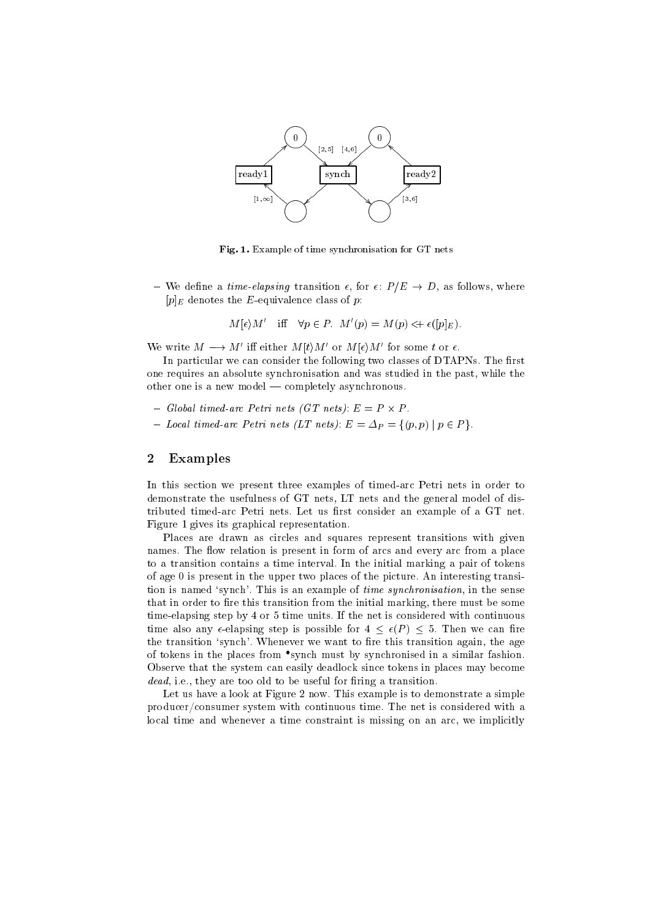Fig. 1. Example of time synchronisation for GT nets

- We define a *time-elapsing* transition $\epsilon$, for $\epsilon\colon P/E \to D$, as follows, where $[p]_E$ denotes the $E$-equivalence class of $p$:

$$M[\epsilon\rangle M' \quad \text{iff} \quad \forall p \in P.\ \ M'(p) = M(p) \mathrel{<\!\!+} \epsilon([p]_E).$$

We write $M \longrightarrow M'$ iff either $M[t\rangle M'$ or $M[\epsilon\rangle M'$ for some $t$ or $\epsilon$.

In particular we can consider the following two classes of DTAPNs. The first one requires an absolute synchronisation and was studied in the past, while the other one is a new model — completely asynchronous.

- *Global timed-arc Petri nets (GT nets)*: $E = P \times P$.
- *Local timed-arc Petri nets (LT nets)*: $E = \Delta_P = \{(p,p) \mid p \in P\}$.

## 2 Examples

In this section we present three examples of timed-arc Petri nets in order to demonstrate the usefulness of GT nets, LT nets and the general model of distributed timed-arc Petri nets. Let us first consider an example of a GT net. Figure 1 gives its graphical representation.

Places are drawn as circles and squares represent transitions with given names. The flow relation is present in form of arcs and every arc from a place to a transition contains a time interval. In the initial marking a pair of tokens of age 0 is present in the upper two places of the picture. An interesting transition is named 'synch'. This is an example of *time synchronisation*, in the sense that in order to fire this transition from the initial marking, there must be some time-elapsing step by 4 or 5 time units. If the net is considered with continuous time also any $\epsilon$-elapsing step is possible for $4 \leq \epsilon(P) \leq 5$. Then we can fire the transition 'synch'. Whenever we want to fire this transition again, the age of tokens in the places from ${}^\bullet$synch must by synchronised in a similar fashion. Observe that the system can easily deadlock since tokens in places may become *dead*, i.e., they are too old to be useful for firing a transition.

Let us have a look at Figure 2 now. This example is to demonstrate a simple producer/consumer system with continuous time. The net is considered with a local time and whenever a time constraint is missing on an arc, we implicitly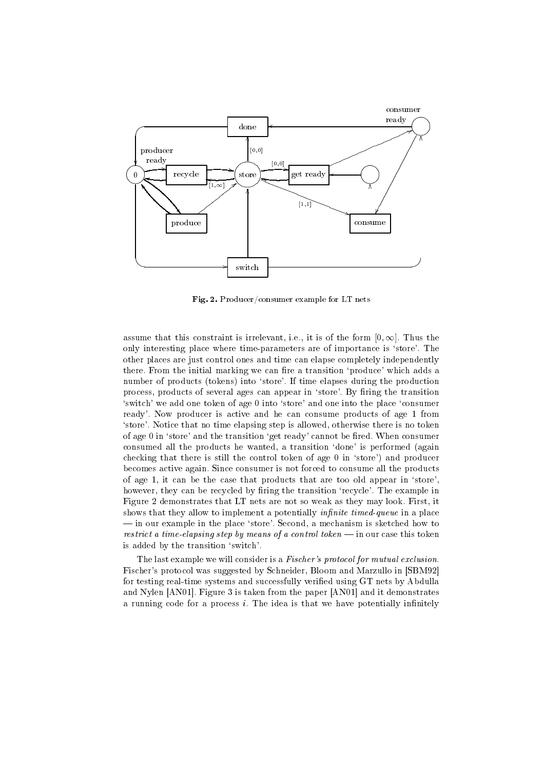**Fig. 2.** Producer/consumer example for LT nets

assume that this constraint is irrelevant, i.e., it is of the form $[0, \infty]$. Thus the only interesting place where time-parameters are of importance is 'store'. The other places are just control ones and time can elapse completely independently there. From the initial marking we can fire a transition 'produce' which adds a number of products (tokens) into 'store'. If time elapses during the production process, products of several ages can appear in 'store'. By firing the transition 'switch' we add one token of age 0 into 'store' and one into the place 'consumer ready'. Now producer is active and he can consume products of age 1 from 'store'. Notice that no time elapsing step is allowed, otherwise there is no token of age 0 in 'store' and the transition 'get ready' cannot be fired. When consumer consumed all the products he wanted, a transition 'done' is performed (again checking that there is still the control token of age 0 in 'store') and producer becomes active again. Since consumer is not forced to consume all the products of age 1, it can be the case that products that are too old appear in 'store', however, they can be recycled by firing the transition 'recycle'. The example in Figure 2 demonstrates that LT nets are not so weak as they may look. First, it shows that they allow to implement a potentially *infinite timed-queue* in a place — in our example in the place 'store'. Second, a mechanism is sketched how to *restrict a time-elapsing step by means of a control token* — in our case this token is added by the transition 'switch'.

The last example we will consider is a *Fischer's protocol for mutual exclusion.* Fischer's protocol was suggested by Schneider, Bloom and Marzullo in [SBM92] for testing real-time systems and successfully verified using GT nets by Abdulla and Nylen [AN01]. Figure 3 is taken from the paper [AN01] and it demonstrates a running code for a process $i$. The idea is that we have potentially infinitely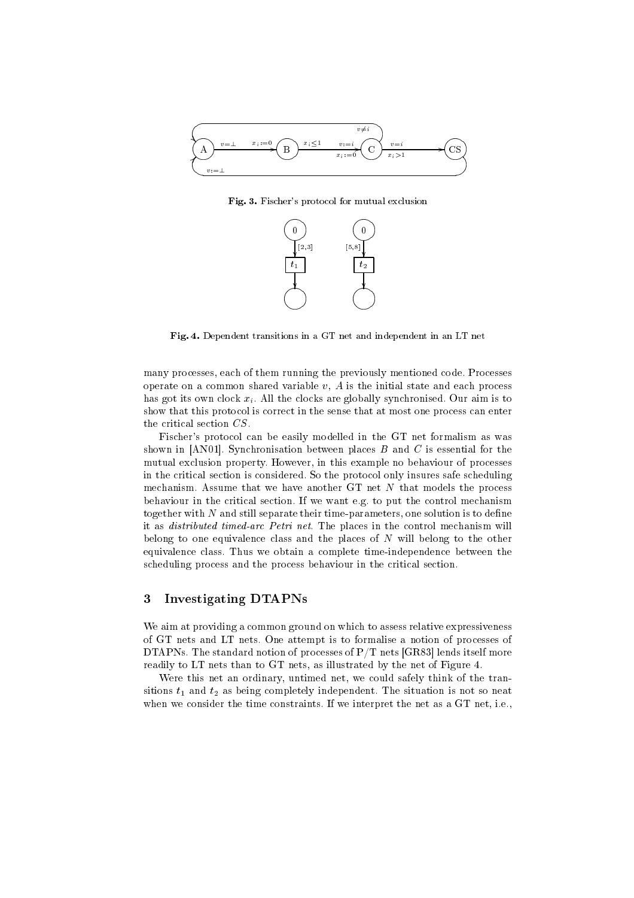**Fig. 3.** Fischer's protocol for mutual exclusion

**Fig. 4.** Dependent transitions in a GT net and independent in an LT net

many processes, each of them running the previously mentioned code. Processes operate on a common shared variable $v$, $A$ is the initial state and each process has got its own clock $x_i$. All the clocks are globally synchronised. Our aim is to show that this protocol is correct in the sense that at most one process can enter the critical section $CS$.

Fischer's protocol can be easily modelled in the GT net formalism as was shown in [AN01]. Synchronisation between places $B$ and $C$ is essential for the mutual exclusion property. However, in this example no behaviour of processes in the critical section is considered. So the protocol only insures safe scheduling mechanism. Assume that we have another GT net $N$ that models the process behaviour in the critical section. If we want e.g. to put the control mechanism together with $N$ and still separate their time-parameters, one solution is to define it as *distributed timed-arc Petri net*. The places in the control mechanism will belong to one equivalence class and the places of $N$ will belong to the other equivalence class. Thus we obtain a complete time-independence between the scheduling process and the process behaviour in the critical section.

## 3 Investigating DTAPNs

We aim at providing a common ground on which to assess relative expressiveness of GT nets and LT nets. One attempt is to formalise a notion of processes of DTAPNs. The standard notion of processes of P/T nets [GR83] lends itself more readily to LT nets than to GT nets, as illustrated by the net of Figure 4.

Were this net an ordinary, untimed net, we could safely think of the transitions $t_1$ and $t_2$ as being completely independent. The situation is not so neat when we consider the time constraints. If we interpret the net as a GT net, i.e.,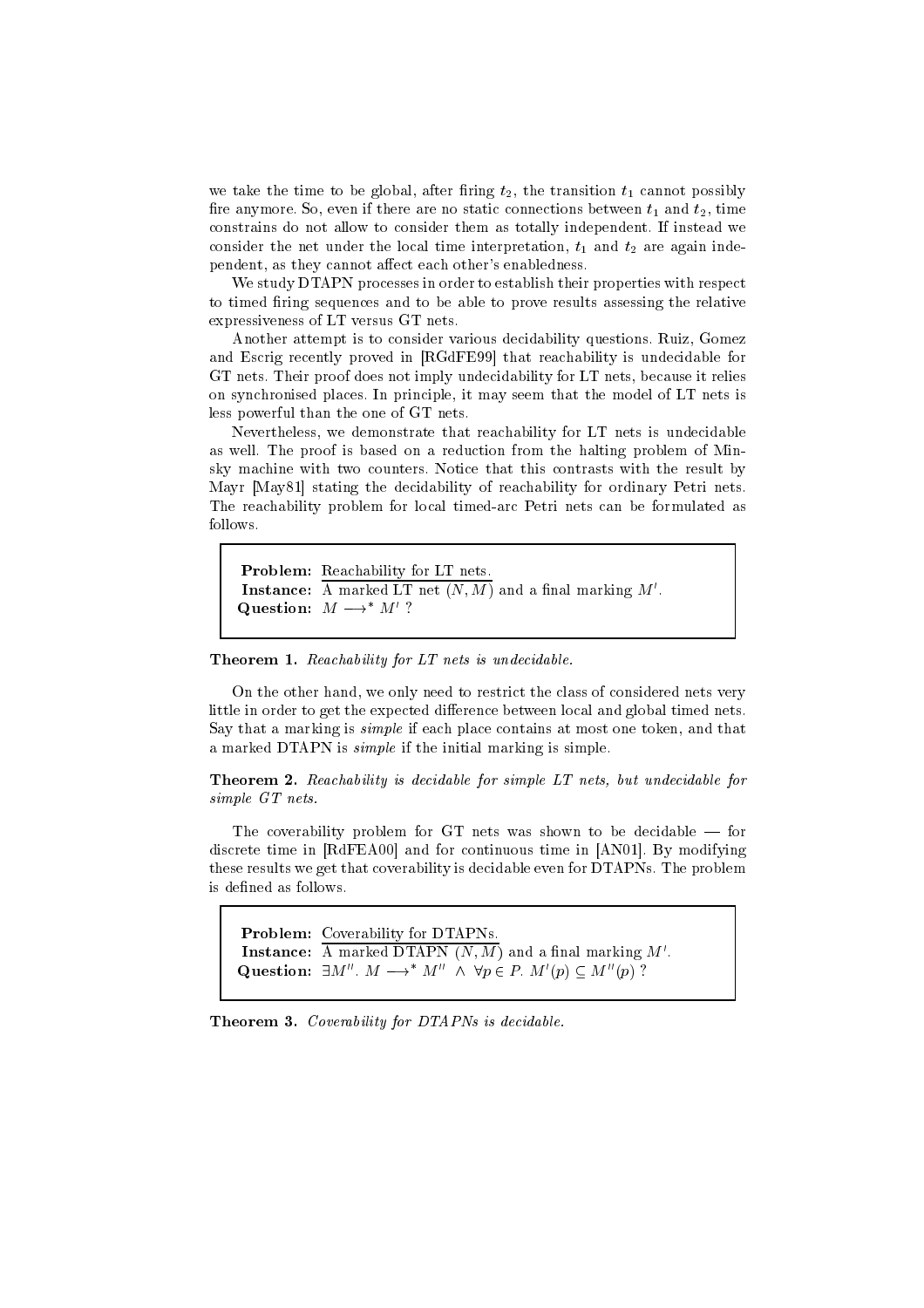we take the time to be global, after firing $t_2$, the transition $t_1$ cannot possibly fire anymore. So, even if there are no static connections between $t_1$ and $t_2$, time constrains do not allow to consider them as totally independent. If instead we consider the net under the local time interpretation, $t_1$ and $t_2$ are again independent, as they cannot affect each other's enabledness.

We study DTAPN processes in order to establish their properties with respect to timed firing sequences and to be able to prove results assessing the relative expressiveness of LT versus GT nets.

Another attempt is to consider various decidability questions. Ruiz, Gomez and Escrig recently proved in [RGdFE99] that reachability is undecidable for GT nets. Their proof does not imply undecidability for LT nets, because it relies on synchronised places. In principle, it may seem that the model of LT nets is less powerful than the one of GT nets.

Nevertheless, we demonstrate that reachability for LT nets is undecidable as well. The proof is based on a reduction from the halting problem of Minsky machine with two counters. Notice that this contrasts with the result by Mayr [May81] stating the decidability of reachability for ordinary Petri nets. The reachability problem for local timed-arc Petri nets can be formulated as follows.

> **Problem:** Reachability for LT nets.
> **Instance:** A marked LT net $(N, M)$ and a final marking $M'$.
> **Question:** $M \longrightarrow^* M'$ ?

**Theorem 1.** *Reachability for LT nets is undecidable.*

On the other hand, we only need to restrict the class of considered nets very little in order to get the expected difference between local and global timed nets. Say that a marking is *simple* if each place contains at most one token, and that a marked DTAPN is *simple* if the initial marking is simple.

**Theorem 2.** *Reachability is decidable for simple LT nets, but undecidable for simple GT nets.*

The coverability problem for GT nets was shown to be decidable — for discrete time in [RdFEA00] and for continuous time in [AN01]. By modifying these results we get that coverability is decidable even for DTAPNs. The problem is defined as follows.

> **Problem:** Coverability for DTAPNs.
> **Instance:** A marked DTAPN $(N, M)$ and a final marking $M'$.
> **Question:** $\exists M''.\ M \longrightarrow^* M'' \ \wedge\ \forall p \in P.\ M'(p) \subseteq M''(p)$ ?

**Theorem 3.** *Coverability for DTAPNs is decidable.*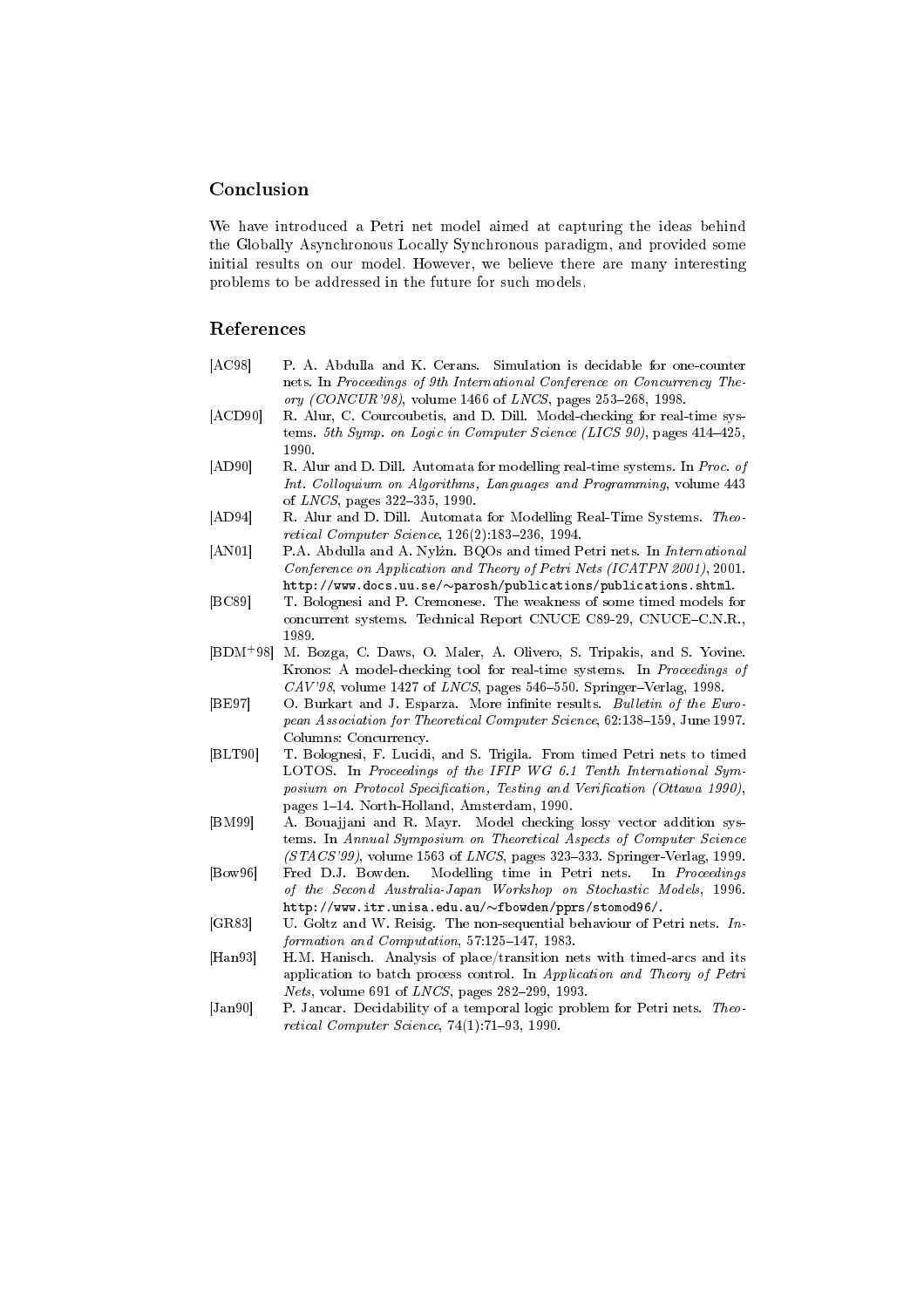## Conclusion

We have introduced a Petri net model aimed at capturing the ideas behind the Globally Asynchronous Locally Synchronous paradigm, and provided some initial results on our model. However, we believe there are many interesting problems to be addressed in the future for such models.

## References

- [AC98] P. A. Abdulla and K. Cerans. Simulation is decidable for one-counter nets. In *Proceedings of 9th International Conference on Concurrency Theory (CONCUR'98)*, volume 1466 of *LNCS*, pages 253–268, 1998.
- [ACD90] R. Alur, C. Courcoubetis, and D. Dill. Model-checking for real-time systems. *5th Symp. on Logic in Computer Science (LICS 90)*, pages 414–425, 1990.
- [AD90] R. Alur and D. Dill. Automata for modelling real-time systems. In *Proc. of Int. Colloquium on Algorithms, Languages and Programming*, volume 443 of *LNCS*, pages 322–335, 1990.
- [AD94] R. Alur and D. Dill. Automata for Modelling Real-Time Systems. *Theoretical Computer Science*, 126(2):183–236, 1994.
- [AN01] P.A. Abdulla and A. Nylén. BQOs and timed Petri nets. In *International Conference on Application and Theory of Petri Nets (ICATPN 2001)*, 2001. `http://www.docs.uu.se/~parosh/publications/publications.shtml`.
- [BC89] T. Bolognesi and P. Cremonese. The weakness of some timed models for concurrent systems. Technical Report CNUCE C89-29, CNUCE–C.N.R., 1989.
- [BDM+98] M. Bozga, C. Daws, O. Maler, A. Olivero, S. Tripakis, and S. Yovine. Kronos: A model-checking tool for real-time systems. In *Proceedings of CAV'98*, volume 1427 of *LNCS*, pages 546–550. Springer–Verlag, 1998.
- [BE97] O. Burkart and J. Esparza. More infinite results. *Bulletin of the European Association for Theoretical Computer Science*, 62:138–159, June 1997. Columns: Concurrency.
- [BLT90] T. Bolognesi, F. Lucidi, and S. Trigila. From timed Petri nets to timed LOTOS. In *Proceedings of the IFIP WG 6.1 Tenth International Symposium on Protocol Specification, Testing and Verification (Ottawa 1990)*, pages 1–14. North-Holland, Amsterdam, 1990.
- [BM99] A. Bouajjani and R. Mayr. Model checking lossy vector addition systems. In *Annual Symposium on Theoretical Aspects of Computer Science (STACS'99)*, volume 1563 of *LNCS*, pages 323–333. Springer-Verlag, 1999.
- [Bow96] Fred D.J. Bowden. Modelling time in Petri nets. In *Proceedings of the Second Australia-Japan Workshop on Stochastic Models*, 1996. `http://www.itr.unisa.edu.au/~fbowden/pprs/stomod96/`.
- [GR83] U. Goltz and W. Reisig. The non-sequential behaviour of Petri nets. *Information and Computation*, 57:125–147, 1983.
- [Han93] H.M. Hanisch. Analysis of place/transition nets with timed-arcs and its application to batch process control. In *Application and Theory of Petri Nets*, volume 691 of *LNCS*, pages 282–299, 1993.
- [Jan90] P. Jancar. Decidability of a temporal logic problem for Petri nets. *Theoretical Computer Science*, 74(1):71–93, 1990.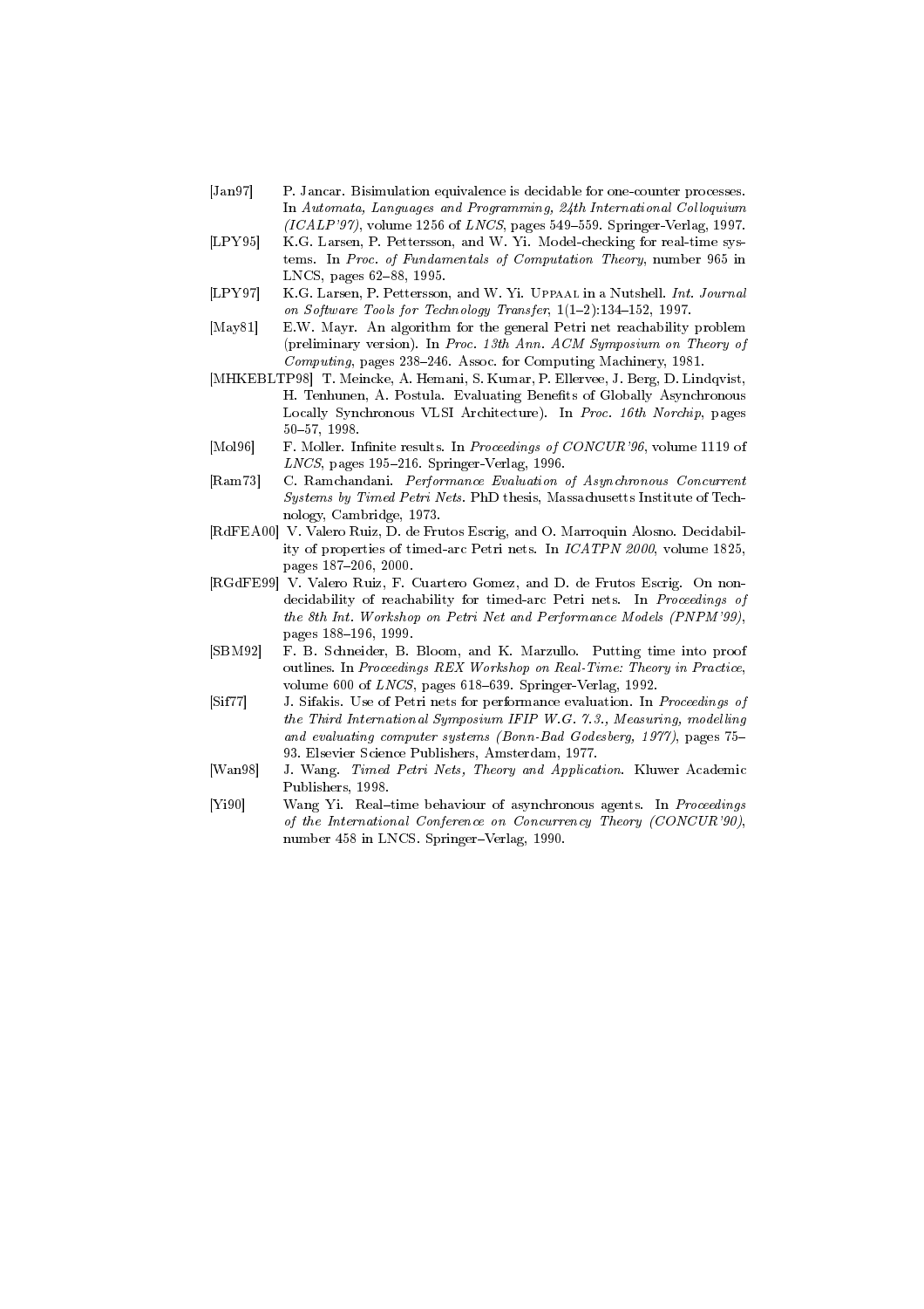[Jan97] P. Jancar. Bisimulation equivalence is decidable for one-counter processes. In *Automata, Languages and Programming, 24th International Colloquium (ICALP'97)*, volume 1256 of *LNCS*, pages 549–559. Springer-Verlag, 1997.

[LPY95] K.G. Larsen, P. Pettersson, and W. Yi. Model-checking for real-time systems. In *Proc. of Fundamentals of Computation Theory*, number 965 in LNCS, pages 62–88, 1995.

[LPY97] K.G. Larsen, P. Pettersson, and W. Yi. Uppaal in a Nutshell. *Int. Journal on Software Tools for Technology Transfer*, 1(1–2):134–152, 1997.

[May81] E.W. Mayr. An algorithm for the general Petri net reachability problem (preliminary version). In *Proc. 13th Ann. ACM Symposium on Theory of Computing*, pages 238–246. Assoc. for Computing Machinery, 1981.

[MHKEBLTP98] T. Meincke, A. Hemani, S. Kumar, P. Ellervee, J. Berg, D. Lindqvist, H. Tenhunen, A. Postula. Evaluating Benefits of Globally Asynchronous Locally Synchronous VLSI Architecture). In *Proc. 16th Norchip*, pages 50–57, 1998.

[Mol96] F. Moller. Infinite results. In *Proceedings of CONCUR'96*, volume 1119 of *LNCS*, pages 195–216. Springer-Verlag, 1996.

[Ram73] C. Ramchandani. *Performance Evaluation of Asynchronous Concurrent Systems by Timed Petri Nets*. PhD thesis, Massachusetts Institute of Technology, Cambridge, 1973.

[RdFEA00] V. Valero Ruiz, D. de Frutos Escrig, and O. Marroquin Alosno. Decidability of properties of timed-arc Petri nets. In *ICATPN 2000*, volume 1825, pages 187–206, 2000.

[RGdFE99] V. Valero Ruiz, F. Cuartero Gomez, and D. de Frutos Escrig. On non-decidability of reachability for timed-arc Petri nets. In *Proceedings of the 8th Int. Workshop on Petri Net and Performance Models (PNPM'99)*, pages 188–196, 1999.

[SBM92] F. B. Schneider, B. Bloom, and K. Marzullo. Putting time into proof outlines. In *Proceedings REX Workshop on Real-Time: Theory in Practice*, volume 600 of *LNCS*, pages 618–639. Springer-Verlag, 1992.

[Sif77] J. Sifakis. Use of Petri nets for performance evaluation. In *Proceedings of the Third International Symposium IFIP W.G. 7.3., Measuring, modelling and evaluating computer systems (Bonn-Bad Godesberg, 1977)*, pages 75–93. Elsevier Science Publishers, Amsterdam, 1977.

[Wan98] J. Wang. *Timed Petri Nets, Theory and Application*. Kluwer Academic Publishers, 1998.

[Yi90] Wang Yi. Real–time behaviour of asynchronous agents. In *Proceedings of the International Conference on Concurrency Theory (CONCUR'90)*, number 458 in LNCS. Springer–Verlag, 1990.